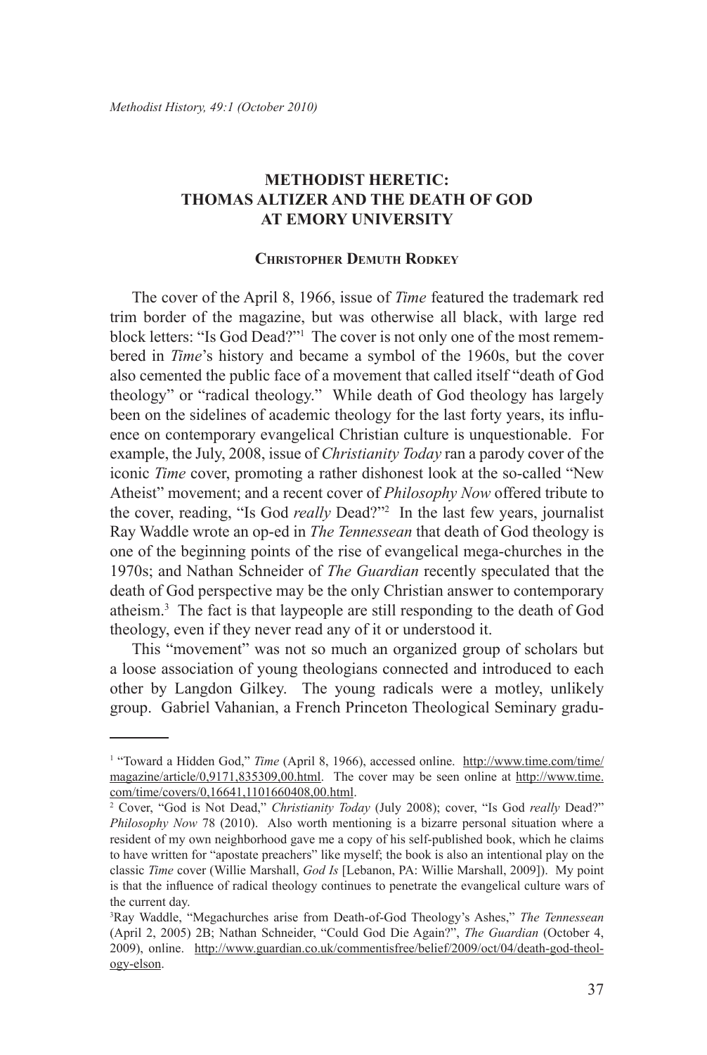# METHODIST HERETIC: THOMAS ALTIZER AND THE DEATH OF GOD AT EMORY UNIVERSITY

**Christopher Demuth Rodkey**

The cover of the April 8, 1966, issue of *Time* featured the trademark red trim border of the magazine, but was otherwise all black, with large red block letters: "Is God Dead?"[1] The cover is not only one of the most remembered in *Time*'s history and became a symbol of the 1960s, but the cover also cemented the public face of a movement that called itself "death of God theology" or "radical theology." While death of God theology has largely been on the sidelines of academic theology for the last forty years, its influence on contemporary evangelical Christian culture is unquestionable. For example, the July, 2008, issue of *Christianity Today* ran a parody cover of the iconic *Time* cover, promoting a rather dishonest look at the so-called "New Atheist" movement; and a recent cover of *Philosophy Now* offered tribute to the cover, reading, "Is God *really* Dead?"[2] In the last few years, journalist Ray Waddle wrote an op-ed in *The Tennessean* that death of God theology is one of the beginning points of the rise of evangelical mega-churches in the 1970s; and Nathan Schneider of *The Guardian* recently speculated that the death of God perspective may be the only Christian answer to contemporary atheism.[3] The fact is that laypeople are still responding to the death of God theology, even if they never read any of it or understood it.

This "movement" was not so much an organized group of scholars but a loose association of young theologians connected and introduced to each other by Langdon Gilkey. The young radicals were a motley, unlikely group. Gabriel Vahanian, a French Princeton Theological Seminary gradu-

---

[1] "Toward a Hidden God," *Time* (April 8, 1966), accessed online. http://www.time.com/time/magazine/article/0,9171,835309,00.html. The cover may be seen online at http://www.time.com/time/covers/0,16641,1101660408,00.html.

[2] Cover, "God is Not Dead," *Christianity Today* (July 2008); cover, "Is God *really* Dead?" *Philosophy Now* 78 (2010). Also worth mentioning is a bizarre personal situation where a resident of my own neighborhood gave me a copy of his self-published book, which he claims to have written for "apostate preachers" like myself; the book is also an intentional play on the classic *Time* cover (Willie Marshall, *God Is* [Lebanon, PA: Willie Marshall, 2009]). My point is that the influence of radical theology continues to penetrate the evangelical culture wars of the current day.

[3] Ray Waddle, "Megachurches arise from Death-of-God Theology's Ashes," *The Tennessean* (April 2, 2005) 2B; Nathan Schneider, "Could God Die Again?", *The Guardian* (October 4, 2009), online. http://www.guardian.co.uk/commentisfree/belief/2009/oct/04/death-god-theology-elson.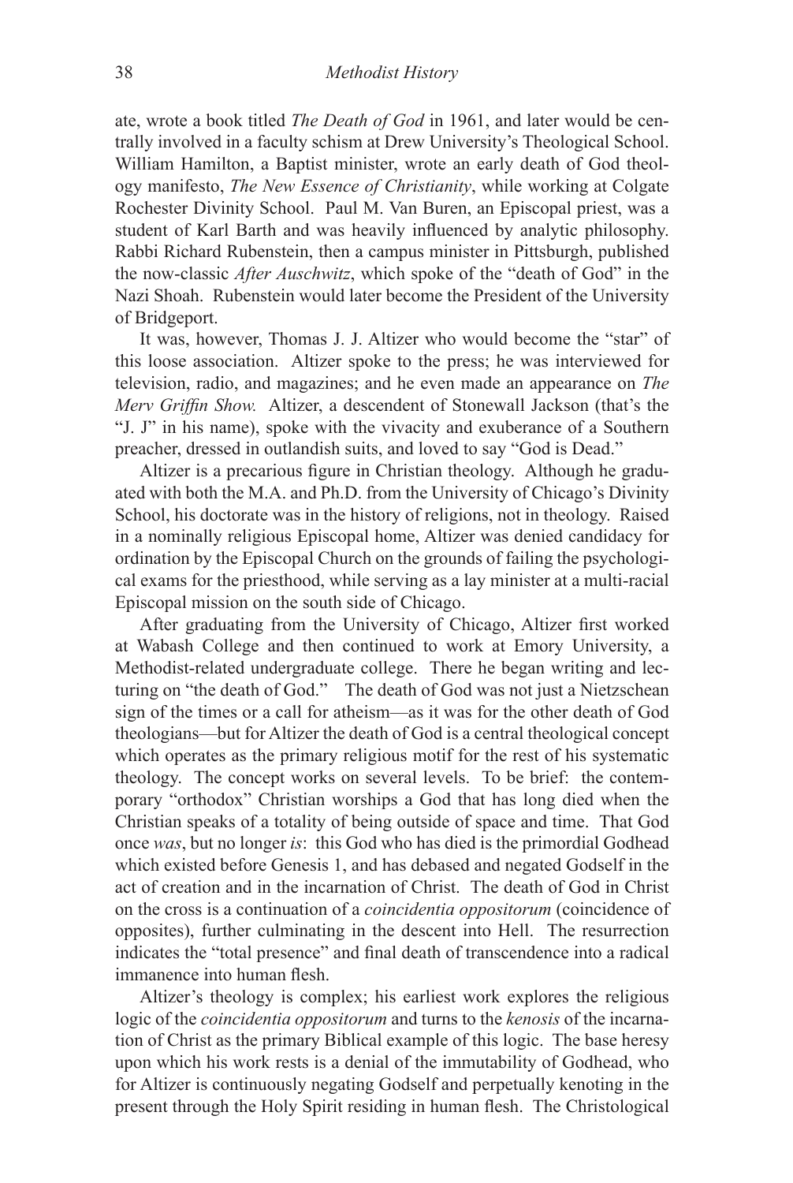ate, wrote a book titled *The Death of God* in 1961, and later would be centrally involved in a faculty schism at Drew University's Theological School. William Hamilton, a Baptist minister, wrote an early death of God theology manifesto, *The New Essence of Christianity*, while working at Colgate Rochester Divinity School. Paul M. Van Buren, an Episcopal priest, was a student of Karl Barth and was heavily influenced by analytic philosophy. Rabbi Richard Rubenstein, then a campus minister in Pittsburgh, published the now-classic *After Auschwitz*, which spoke of the "death of God" in the Nazi Shoah. Rubenstein would later become the President of the University of Bridgeport.

It was, however, Thomas J. J. Altizer who would become the "star" of this loose association. Altizer spoke to the press; he was interviewed for television, radio, and magazines; and he even made an appearance on *The Merv Griffin Show.* Altizer, a descendent of Stonewall Jackson (that's the "J. J" in his name), spoke with the vivacity and exuberance of a Southern preacher, dressed in outlandish suits, and loved to say "God is Dead."

Altizer is a precarious figure in Christian theology. Although he graduated with both the M.A. and Ph.D. from the University of Chicago's Divinity School, his doctorate was in the history of religions, not in theology. Raised in a nominally religious Episcopal home, Altizer was denied candidacy for ordination by the Episcopal Church on the grounds of failing the psychological exams for the priesthood, while serving as a lay minister at a multi-racial Episcopal mission on the south side of Chicago.

After graduating from the University of Chicago, Altizer first worked at Wabash College and then continued to work at Emory University, a Methodist-related undergraduate college. There he began writing and lecturing on "the death of God." The death of God was not just a Nietzschean sign of the times or a call for atheism—as it was for the other death of God theologians—but for Altizer the death of God is a central theological concept which operates as the primary religious motif for the rest of his systematic theology. The concept works on several levels. To be brief: the contemporary "orthodox" Christian worships a God that has long died when the Christian speaks of a totality of being outside of space and time. That God once *was*, but no longer *is*: this God who has died is the primordial Godhead which existed before Genesis 1, and has debased and negated Godself in the act of creation and in the incarnation of Christ. The death of God in Christ on the cross is a continuation of a *coincidentia oppositorum* (coincidence of opposites), further culminating in the descent into Hell. The resurrection indicates the "total presence" and final death of transcendence into a radical immanence into human flesh.

Altizer's theology is complex; his earliest work explores the religious logic of the *coincidentia oppositorum* and turns to the *kenosis* of the incarnation of Christ as the primary Biblical example of this logic. The base heresy upon which his work rests is a denial of the immutability of Godhead, who for Altizer is continuously negating Godself and perpetually kenoting in the present through the Holy Spirit residing in human flesh. The Christological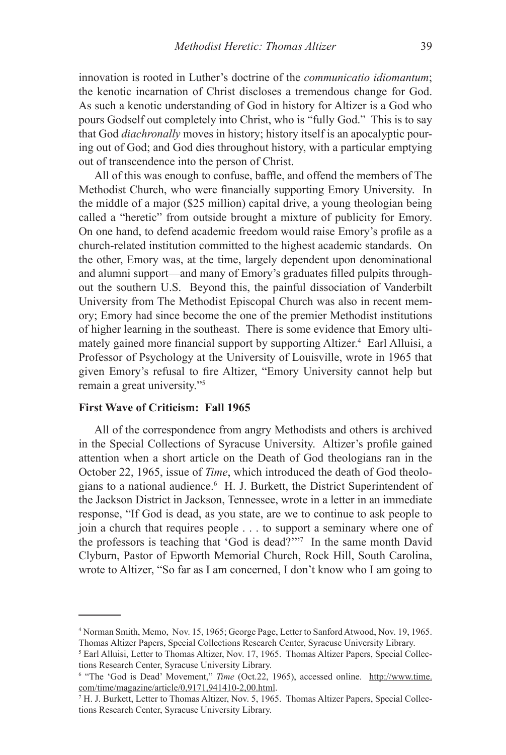innovation is rooted in Luther's doctrine of the *communicatio idiomantum*; the kenotic incarnation of Christ discloses a tremendous change for God. As such a kenotic understanding of God in history for Altizer is a God who pours Godself out completely into Christ, who is "fully God." This is to say that God *diachronally* moves in history; history itself is an apocalyptic pouring out of God; and God dies throughout history, with a particular emptying out of transcendence into the person of Christ.

All of this was enough to confuse, baffle, and offend the members of The Methodist Church, who were financially supporting Emory University. In the middle of a major ($25 million) capital drive, a young theologian being called a "heretic" from outside brought a mixture of publicity for Emory. On one hand, to defend academic freedom would raise Emory's profile as a church-related institution committed to the highest academic standards. On the other, Emory was, at the time, largely dependent upon denominational and alumni support—and many of Emory's graduates filled pulpits throughout the southern U.S. Beyond this, the painful dissociation of Vanderbilt University from The Methodist Episcopal Church was also in recent memory; Emory had since become the one of the premier Methodist institutions of higher learning in the southeast. There is some evidence that Emory ultimately gained more financial support by supporting Altizer.[4] Earl Alluisi, a Professor of Psychology at the University of Louisville, wrote in 1965 that given Emory's refusal to fire Altizer, "Emory University cannot help but remain a great university."[5]

**First Wave of Criticism: Fall 1965**

All of the correspondence from angry Methodists and others is archived in the Special Collections of Syracuse University. Altizer's profile gained attention when a short article on the Death of God theologians ran in the October 22, 1965, issue of *Time*, which introduced the death of God theologians to a national audience.[6] H. J. Burkett, the District Superintendent of the Jackson District in Jackson, Tennessee, wrote in a letter in an immediate response, "If God is dead, as you state, are we to continue to ask people to join a church that requires people . . . to support a seminary where one of the professors is teaching that 'God is dead?'"[7] In the same month David Clyburn, Pastor of Epworth Memorial Church, Rock Hill, South Carolina, wrote to Altizer, "So far as I am concerned, I don't know who I am going to

---

[4] Norman Smith, Memo, Nov. 15, 1965; George Page, Letter to Sanford Atwood, Nov. 19, 1965. Thomas Altizer Papers, Special Collections Research Center, Syracuse University Library.

[5] Earl Alluisi, Letter to Thomas Altizer, Nov. 17, 1965. Thomas Altizer Papers, Special Collections Research Center, Syracuse University Library.

[6] "The 'God is Dead' Movement," *Time* (Oct.22, 1965), accessed online. http://www.time.com/time/magazine/article/0,9171,941410-2,00.html.

[7] H. J. Burkett, Letter to Thomas Altizer, Nov. 5, 1965. Thomas Altizer Papers, Special Collections Research Center, Syracuse University Library.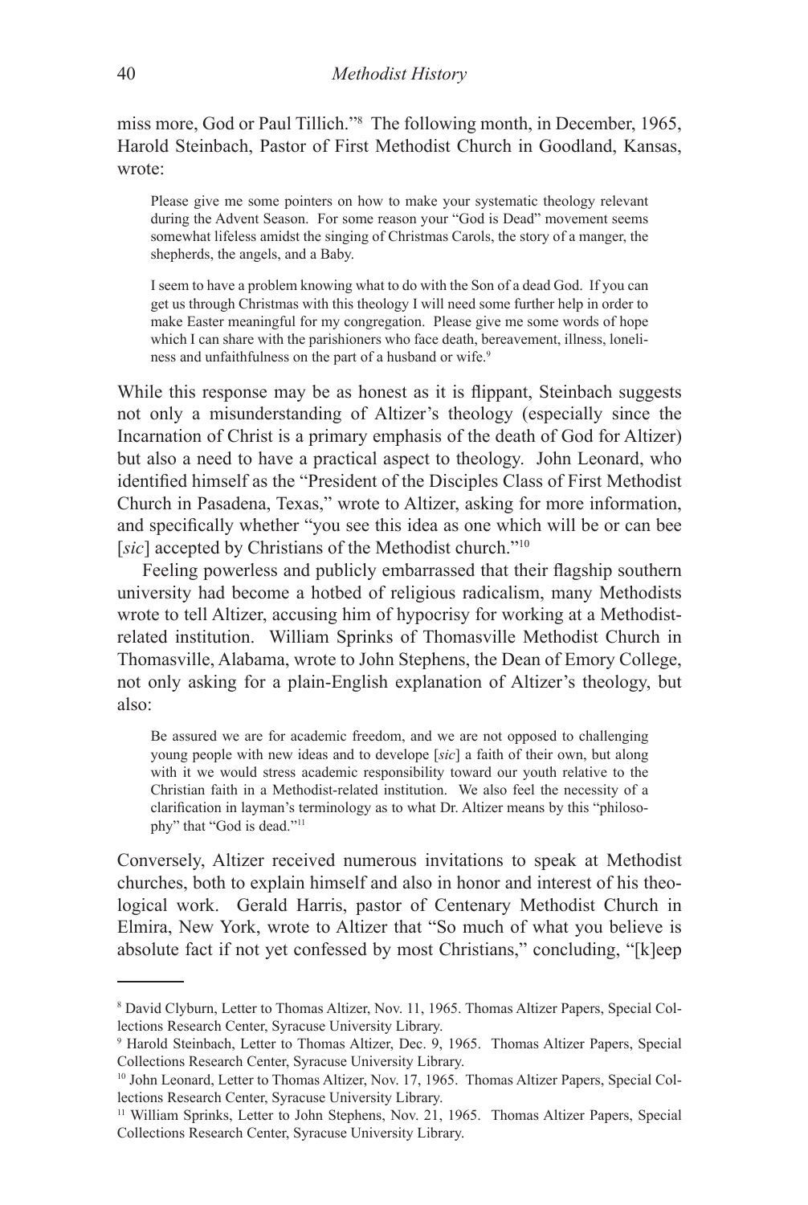miss more, God or Paul Tillich."[8] The following month, in December, 1965, Harold Steinbach, Pastor of First Methodist Church in Goodland, Kansas, wrote:

> Please give me some pointers on how to make your systematic theology relevant during the Advent Season. For some reason your "God is Dead" movement seems somewhat lifeless amidst the singing of Christmas Carols, the story of a manger, the shepherds, the angels, and a Baby.
>
> I seem to have a problem knowing what to do with the Son of a dead God. If you can get us through Christmas with this theology I will need some further help in order to make Easter meaningful for my congregation. Please give me some words of hope which I can share with the parishioners who face death, bereavement, illness, loneliness and unfaithfulness on the part of a husband or wife.[9]

While this response may be as honest as it is flippant, Steinbach suggests not only a misunderstanding of Altizer's theology (especially since the Incarnation of Christ is a primary emphasis of the death of God for Altizer) but also a need to have a practical aspect to theology. John Leonard, who identified himself as the "President of the Disciples Class of First Methodist Church in Pasadena, Texas," wrote to Altizer, asking for more information, and specifically whether "you see this idea as one which will be or can bee [*sic*] accepted by Christians of the Methodist church."[10]

Feeling powerless and publicly embarrassed that their flagship southern university had become a hotbed of religious radicalism, many Methodists wrote to tell Altizer, accusing him of hypocrisy for working at a Methodist-related institution. William Sprinks of Thomasville Methodist Church in Thomasville, Alabama, wrote to John Stephens, the Dean of Emory College, not only asking for a plain-English explanation of Altizer's theology, but also:

> Be assured we are for academic freedom, and we are not opposed to challenging young people with new ideas and to develope [*sic*] a faith of their own, but along with it we would stress academic responsibility toward our youth relative to the Christian faith in a Methodist-related institution. We also feel the necessity of a clarification in layman's terminology as to what Dr. Altizer means by this "philosophy" that "God is dead."[11]

Conversely, Altizer received numerous invitations to speak at Methodist churches, both to explain himself and also in honor and interest of his theological work. Gerald Harris, pastor of Centenary Methodist Church in Elmira, New York, wrote to Altizer that "So much of what you believe is absolute fact if not yet confessed by most Christians," concluding, "[k]eep

---

[8] David Clyburn, Letter to Thomas Altizer, Nov. 11, 1965. Thomas Altizer Papers, Special Collections Research Center, Syracuse University Library.

[9] Harold Steinbach, Letter to Thomas Altizer, Dec. 9, 1965. Thomas Altizer Papers, Special Collections Research Center, Syracuse University Library.

[10] John Leonard, Letter to Thomas Altizer, Nov. 17, 1965. Thomas Altizer Papers, Special Collections Research Center, Syracuse University Library.

[11] William Sprinks, Letter to John Stephens, Nov. 21, 1965. Thomas Altizer Papers, Special Collections Research Center, Syracuse University Library.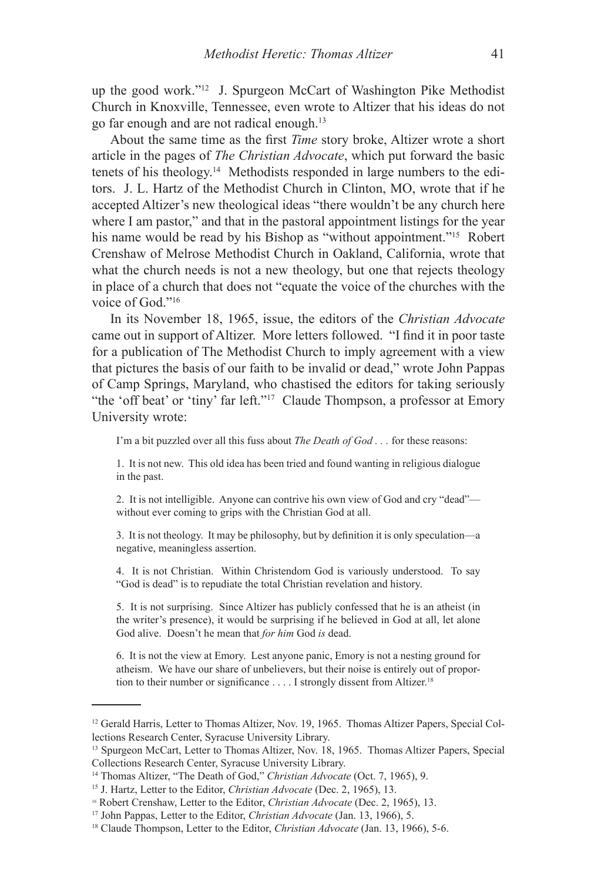up the good work."[12] J. Spurgeon McCart of Washington Pike Methodist Church in Knoxville, Tennessee, even wrote to Altizer that his ideas do not go far enough and are not radical enough.[13]

About the same time as the first *Time* story broke, Altizer wrote a short article in the pages of *The Christian Advocate*, which put forward the basic tenets of his theology.[14] Methodists responded in large numbers to the editors. J. L. Hartz of the Methodist Church in Clinton, MO, wrote that if he accepted Altizer's new theological ideas "there wouldn't be any church here where I am pastor," and that in the pastoral appointment listings for the year his name would be read by his Bishop as "without appointment."[15] Robert Crenshaw of Melrose Methodist Church in Oakland, California, wrote that what the church needs is not a new theology, but one that rejects theology in place of a church that does not "equate the voice of the churches with the voice of God."[16]

In its November 18, 1965, issue, the editors of the *Christian Advocate* came out in support of Altizer. More letters followed. "I find it in poor taste for a publication of The Methodist Church to imply agreement with a view that pictures the basis of our faith to be invalid or dead," wrote John Pappas of Camp Springs, Maryland, who chastised the editors for taking seriously "the 'off beat' or 'tiny' far left."[17] Claude Thompson, a professor at Emory University wrote:

> I'm a bit puzzled over all this fuss about *The Death of God* . . . for these reasons:
>
> 1. It is not new. This old idea has been tried and found wanting in religious dialogue in the past.
>
> 2. It is not intelligible. Anyone can contrive his own view of God and cry "dead"—without ever coming to grips with the Christian God at all.
>
> 3. It is not theology. It may be philosophy, but by definition it is only speculation—a negative, meaningless assertion.
>
> 4. It is not Christian. Within Christendom God is variously understood. To say "God is dead" is to repudiate the total Christian revelation and history.
>
> 5. It is not surprising. Since Altizer has publicly confessed that he is an atheist (in the writer's presence), it would be surprising if he believed in God at all, let alone God alive. Doesn't he mean that *for him* God *is* dead.
>
> 6. It is not the view at Emory. Lest anyone panic, Emory is not a nesting ground for atheism. We have our share of unbelievers, but their noise is entirely out of proportion to their number or significance . . . . I strongly dissent from Altizer.[18]

---

[12] Gerald Harris, Letter to Thomas Altizer, Nov. 19, 1965. Thomas Altizer Papers, Special Collections Research Center, Syracuse University Library.

[13] Spurgeon McCart, Letter to Thomas Altizer, Nov. 18, 1965. Thomas Altizer Papers, Special Collections Research Center, Syracuse University Library.

[14] Thomas Altizer, "The Death of God," *Christian Advocate* (Oct. 7, 1965), 9.

[15] J. Hartz, Letter to the Editor, *Christian Advocate* (Dec. 2, 1965), 13.

[16] Robert Crenshaw, Letter to the Editor, *Christian Advocate* (Dec. 2, 1965), 13.

[17] John Pappas, Letter to the Editor, *Christian Advocate* (Jan. 13, 1966), 5.

[18] Claude Thompson, Letter to the Editor, *Christian Advocate* (Jan. 13, 1966), 5-6.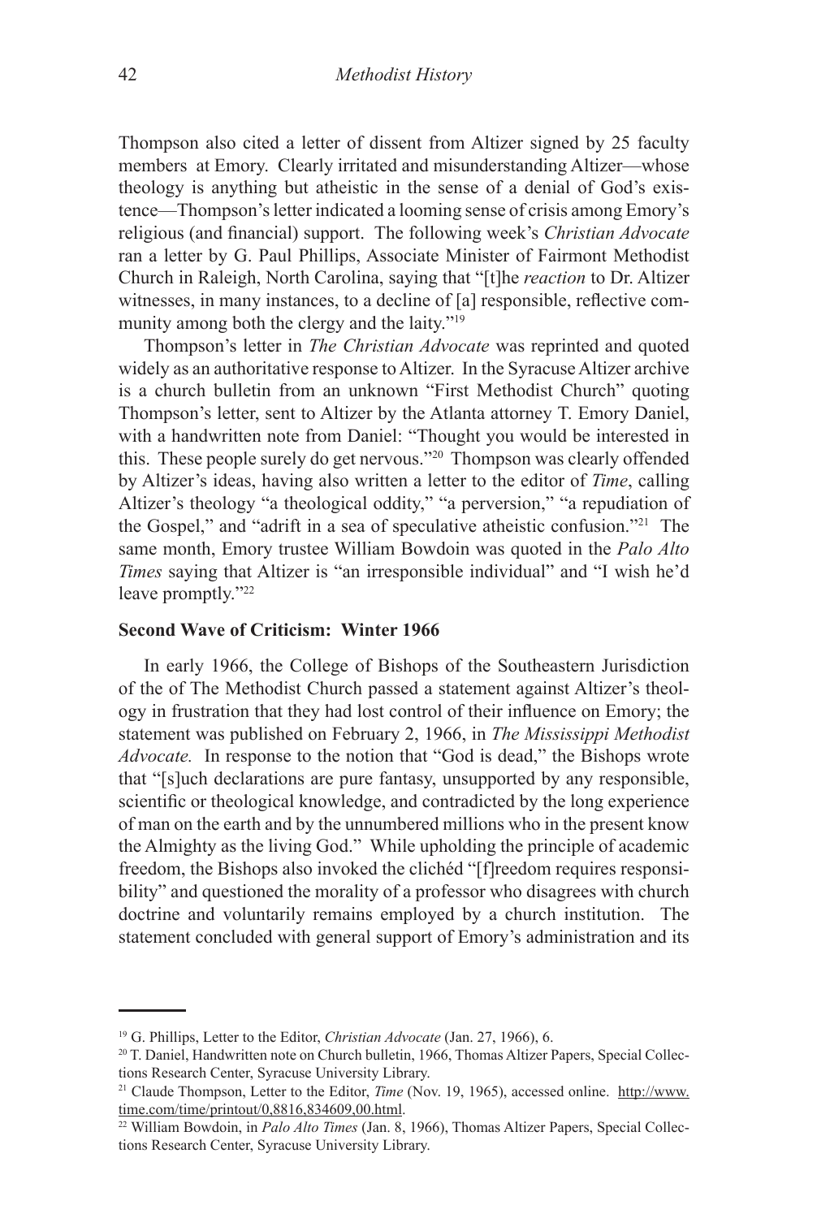Thompson also cited a letter of dissent from Altizer signed by 25 faculty members at Emory. Clearly irritated and misunderstanding Altizer—whose theology is anything but atheistic in the sense of a denial of God's existence—Thompson's letter indicated a looming sense of crisis among Emory's religious (and financial) support. The following week's *Christian Advocate* ran a letter by G. Paul Phillips, Associate Minister of Fairmont Methodist Church in Raleigh, North Carolina, saying that "[t]he *reaction* to Dr. Altizer witnesses, in many instances, to a decline of [a] responsible, reflective community among both the clergy and the laity."[19]

Thompson's letter in *The Christian Advocate* was reprinted and quoted widely as an authoritative response to Altizer. In the Syracuse Altizer archive is a church bulletin from an unknown "First Methodist Church" quoting Thompson's letter, sent to Altizer by the Atlanta attorney T. Emory Daniel, with a handwritten note from Daniel: "Thought you would be interested in this. These people surely do get nervous."[20] Thompson was clearly offended by Altizer's ideas, having also written a letter to the editor of *Time*, calling Altizer's theology "a theological oddity," "a perversion," "a repudiation of the Gospel," and "adrift in a sea of speculative atheistic confusion."[21] The same month, Emory trustee William Bowdoin was quoted in the *Palo Alto Times* saying that Altizer is "an irresponsible individual" and "I wish he'd leave promptly."[22]

### Second Wave of Criticism: Winter 1966

In early 1966, the College of Bishops of the Southeastern Jurisdiction of the of The Methodist Church passed a statement against Altizer's theology in frustration that they had lost control of their influence on Emory; the statement was published on February 2, 1966, in *The Mississippi Methodist Advocate.* In response to the notion that "God is dead," the Bishops wrote that "[s]uch declarations are pure fantasy, unsupported by any responsible, scientific or theological knowledge, and contradicted by the long experience of man on the earth and by the unnumbered millions who in the present know the Almighty as the living God." While upholding the principle of academic freedom, the Bishops also invoked the clichéd "[f]reedom requires responsibility" and questioned the morality of a professor who disagrees with church doctrine and voluntarily remains employed by a church institution. The statement concluded with general support of Emory's administration and its

---

[19] G. Phillips, Letter to the Editor, *Christian Advocate* (Jan. 27, 1966), 6.

[20] T. Daniel, Handwritten note on Church bulletin, 1966, Thomas Altizer Papers, Special Collections Research Center, Syracuse University Library.

[21] Claude Thompson, Letter to the Editor, *Time* (Nov. 19, 1965), accessed online. http://www.time.com/time/printout/0,8816,834609,00.html.

[22] William Bowdoin, in *Palo Alto Times* (Jan. 8, 1966), Thomas Altizer Papers, Special Collections Research Center, Syracuse University Library.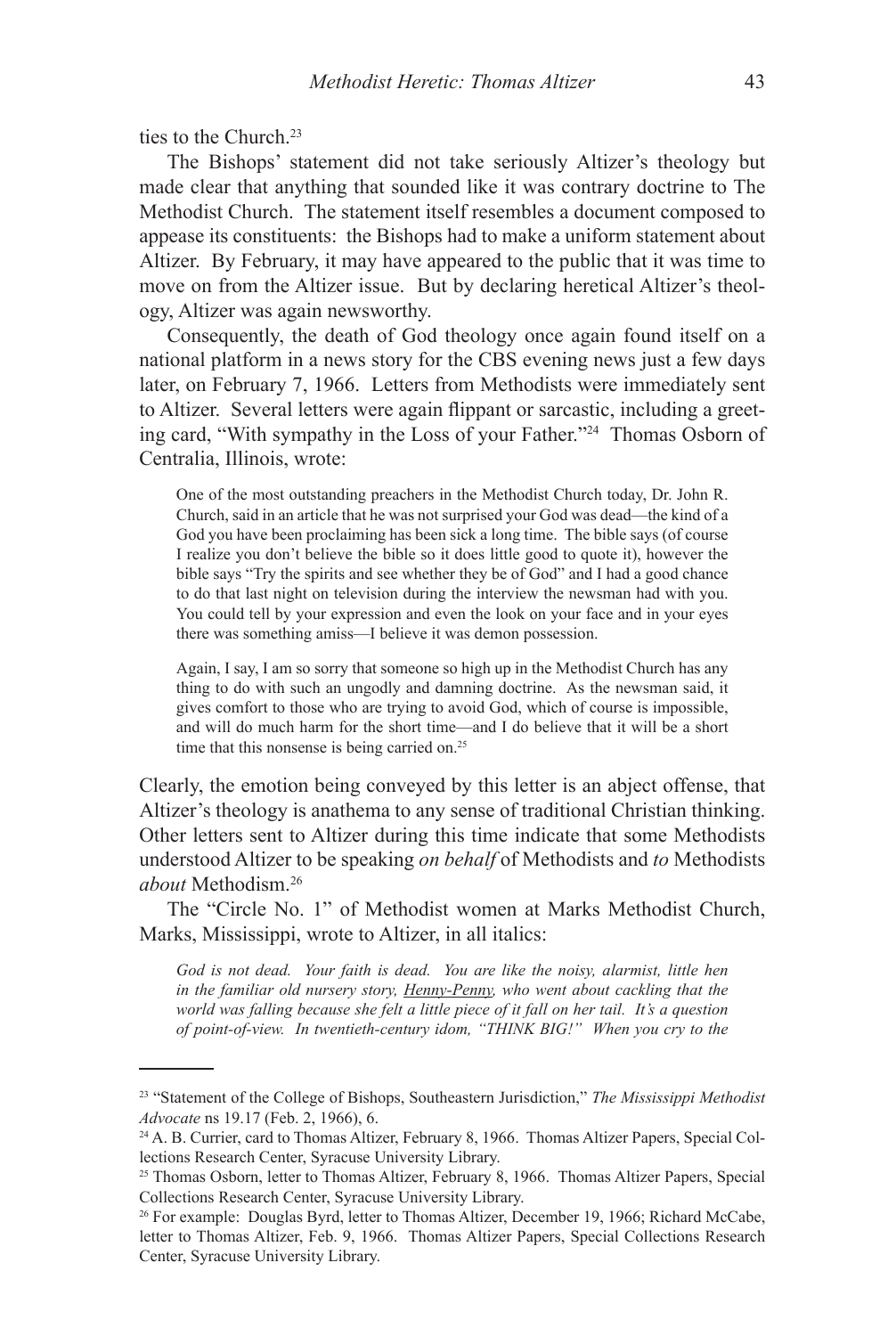ties to the Church.[23]

The Bishops' statement did not take seriously Altizer's theology but made clear that anything that sounded like it was contrary doctrine to The Methodist Church. The statement itself resembles a document composed to appease its constituents: the Bishops had to make a uniform statement about Altizer. By February, it may have appeared to the public that it was time to move on from the Altizer issue. But by declaring heretical Altizer's theology, Altizer was again newsworthy.

Consequently, the death of God theology once again found itself on a national platform in a news story for the CBS evening news just a few days later, on February 7, 1966. Letters from Methodists were immediately sent to Altizer. Several letters were again flippant or sarcastic, including a greeting card, "With sympathy in the Loss of your Father."[24] Thomas Osborn of Centralia, Illinois, wrote:

> One of the most outstanding preachers in the Methodist Church today, Dr. John R. Church, said in an article that he was not surprised your God was dead—the kind of a God you have been proclaiming has been sick a long time. The bible says (of course I realize you don't believe the bible so it does little good to quote it), however the bible says "Try the spirits and see whether they be of God" and I had a good chance to do that last night on television during the interview the newsman had with you. You could tell by your expression and even the look on your face and in your eyes there was something amiss—I believe it was demon possession.
>
> Again, I say, I am so sorry that someone so high up in the Methodist Church has any thing to do with such an ungodly and damning doctrine. As the newsman said, it gives comfort to those who are trying to avoid God, which of course is impossible, and will do much harm for the short time—and I do believe that it will be a short time that this nonsense is being carried on.[25]

Clearly, the emotion being conveyed by this letter is an abject offense, that Altizer's theology is anathema to any sense of traditional Christian thinking. Other letters sent to Altizer during this time indicate that some Methodists understood Altizer to be speaking *on behalf* of Methodists and *to* Methodists *about* Methodism.[26]

The "Circle No. 1" of Methodist women at Marks Methodist Church, Marks, Mississippi, wrote to Altizer, in all italics:

> *God is not dead. Your faith is dead. You are like the noisy, alarmist, little hen in the familiar old nursery story, Henny-Penny, who went about cackling that the world was falling because she felt a little piece of it fall on her tail. It's a question of point-of-view. In twentieth-century idom, "THINK BIG!" When you cry to the*

---

[23] "Statement of the College of Bishops, Southeastern Jurisdiction," *The Mississippi Methodist Advocate* ns 19.17 (Feb. 2, 1966), 6.

[24] A. B. Currier, card to Thomas Altizer, February 8, 1966. Thomas Altizer Papers, Special Collections Research Center, Syracuse University Library.

[25] Thomas Osborn, letter to Thomas Altizer, February 8, 1966. Thomas Altizer Papers, Special Collections Research Center, Syracuse University Library.

[26] For example: Douglas Byrd, letter to Thomas Altizer, December 19, 1966; Richard McCabe, letter to Thomas Altizer, Feb. 9, 1966. Thomas Altizer Papers, Special Collections Research Center, Syracuse University Library.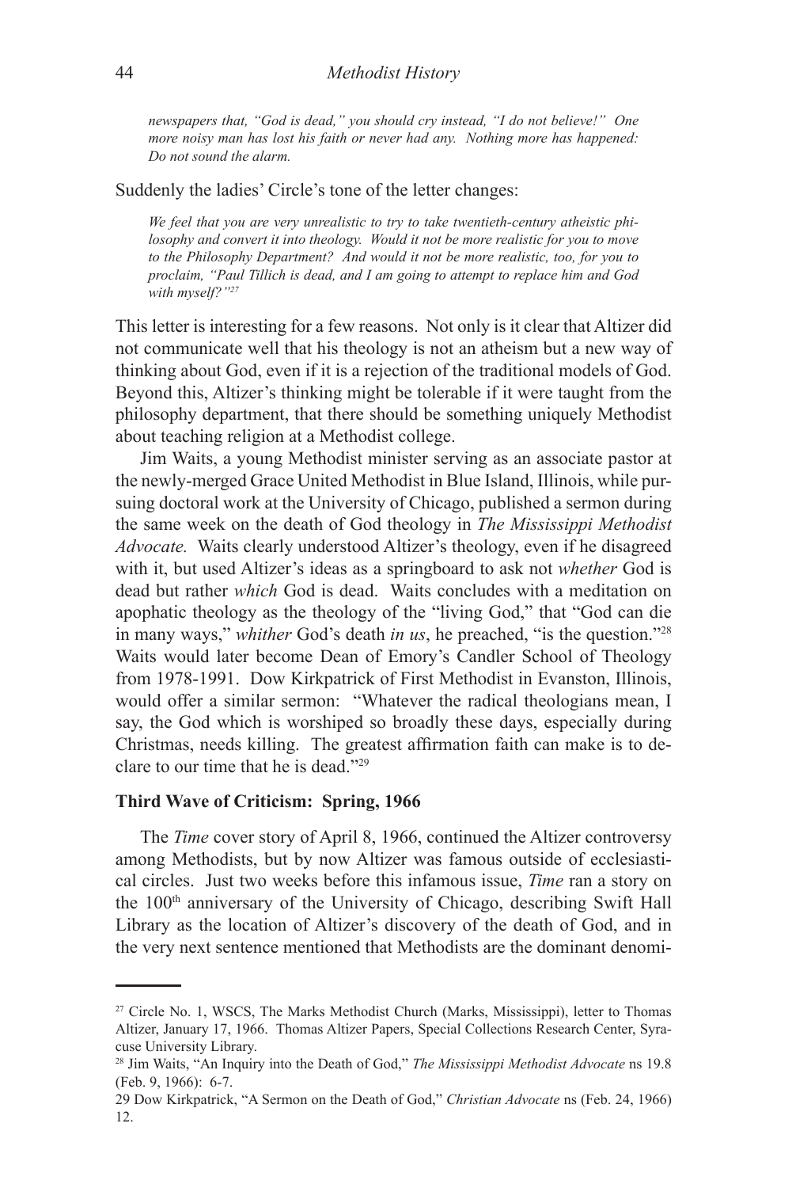> *newspapers that, "God is dead," you should cry instead, "I do not believe!" One more noisy man has lost his faith or never had any. Nothing more has happened: Do not sound the alarm.*

Suddenly the ladies' Circle's tone of the letter changes:

> *We feel that you are very unrealistic to try to take twentieth-century atheistic philosophy and convert it into theology. Would it not be more realistic for you to move to the Philosophy Department? And would it not be more realistic, too, for you to proclaim, "Paul Tillich is dead, and I am going to attempt to replace him and God with myself?"*[27]

This letter is interesting for a few reasons. Not only is it clear that Altizer did not communicate well that his theology is not an atheism but a new way of thinking about God, even if it is a rejection of the traditional models of God. Beyond this, Altizer's thinking might be tolerable if it were taught from the philosophy department, that there should be something uniquely Methodist about teaching religion at a Methodist college.

Jim Waits, a young Methodist minister serving as an associate pastor at the newly-merged Grace United Methodist in Blue Island, Illinois, while pursuing doctoral work at the University of Chicago, published a sermon during the same week on the death of God theology in *The Mississippi Methodist Advocate.* Waits clearly understood Altizer's theology, even if he disagreed with it, but used Altizer's ideas as a springboard to ask not *whether* God is dead but rather *which* God is dead. Waits concludes with a meditation on apophatic theology as the theology of the "living God," that "God can die in many ways," *whither* God's death *in us*, he preached, "is the question."[28] Waits would later become Dean of Emory's Candler School of Theology from 1978-1991. Dow Kirkpatrick of First Methodist in Evanston, Illinois, would offer a similar sermon: "Whatever the radical theologians mean, I say, the God which is worshiped so broadly these days, especially during Christmas, needs killing. The greatest affirmation faith can make is to declare to our time that he is dead."[29]

**Third Wave of Criticism: Spring, 1966**

The *Time* cover story of April 8, 1966, continued the Altizer controversy among Methodists, but by now Altizer was famous outside of ecclesiastical circles. Just two weeks before this infamous issue, *Time* ran a story on the 100th anniversary of the University of Chicago, describing Swift Hall Library as the location of Altizer's discovery of the death of God, and in the very next sentence mentioned that Methodists are the dominant denomi-

---

[27] Circle No. 1, WSCS, The Marks Methodist Church (Marks, Mississippi), letter to Thomas Altizer, January 17, 1966. Thomas Altizer Papers, Special Collections Research Center, Syracuse University Library.

[28] Jim Waits, "An Inquiry into the Death of God," *The Mississippi Methodist Advocate* ns 19.8 (Feb. 9, 1966): 6-7.

29 Dow Kirkpatrick, "A Sermon on the Death of God," *Christian Advocate* ns (Feb. 24, 1966) 12.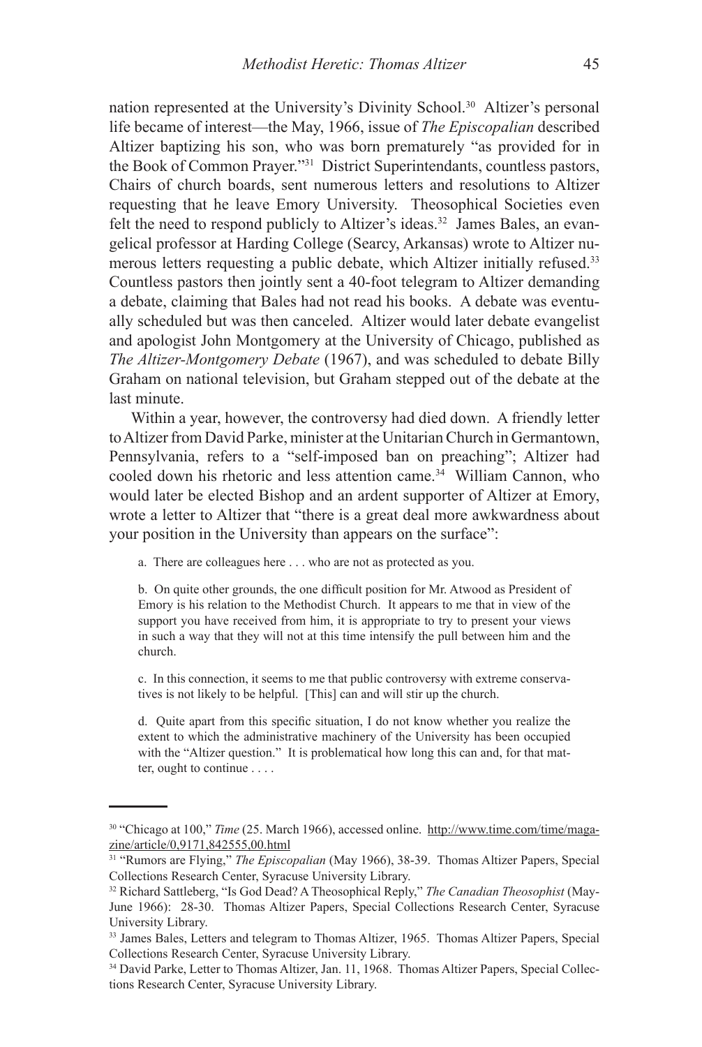nation represented at the University's Divinity School.[30] Altizer's personal life became of interest—the May, 1966, issue of *The Episcopalian* described Altizer baptizing his son, who was born prematurely "as provided for in the Book of Common Prayer."[31] District Superintendants, countless pastors, Chairs of church boards, sent numerous letters and resolutions to Altizer requesting that he leave Emory University. Theosophical Societies even felt the need to respond publicly to Altizer's ideas.[32] James Bales, an evangelical professor at Harding College (Searcy, Arkansas) wrote to Altizer numerous letters requesting a public debate, which Altizer initially refused.[33] Countless pastors then jointly sent a 40-foot telegram to Altizer demanding a debate, claiming that Bales had not read his books. A debate was eventually scheduled but was then canceled. Altizer would later debate evangelist and apologist John Montgomery at the University of Chicago, published as *The Altizer-Montgomery Debate* (1967), and was scheduled to debate Billy Graham on national television, but Graham stepped out of the debate at the last minute.

Within a year, however, the controversy had died down. A friendly letter to Altizer from David Parke, minister at the Unitarian Church in Germantown, Pennsylvania, refers to a "self-imposed ban on preaching"; Altizer had cooled down his rhetoric and less attention came.[34] William Cannon, who would later be elected Bishop and an ardent supporter of Altizer at Emory, wrote a letter to Altizer that "there is a great deal more awkwardness about your position in the University than appears on the surface":

> a. There are colleagues here . . . who are not as protected as you.
>
> b. On quite other grounds, the one difficult position for Mr. Atwood as President of Emory is his relation to the Methodist Church. It appears to me that in view of the support you have received from him, it is appropriate to try to present your views in such a way that they will not at this time intensify the pull between him and the church.
>
> c. In this connection, it seems to me that public controversy with extreme conservatives is not likely to be helpful. [This] can and will stir up the church.
>
> d. Quite apart from this specific situation, I do not know whether you realize the extent to which the administrative machinery of the University has been occupied with the "Altizer question." It is problematical how long this can and, for that matter, ought to continue . . . .

---

[30] "Chicago at 100," *Time* (25. March 1966), accessed online. http://www.time.com/time/magazine/article/0,9171,842555,00.html

[31] "Rumors are Flying," *The Episcopalian* (May 1966), 38-39. Thomas Altizer Papers, Special Collections Research Center, Syracuse University Library.

[32] Richard Sattleberg, "Is God Dead? A Theosophical Reply," *The Canadian Theosophist* (May-June 1966): 28-30. Thomas Altizer Papers, Special Collections Research Center, Syracuse University Library.

[33] James Bales, Letters and telegram to Thomas Altizer, 1965. Thomas Altizer Papers, Special Collections Research Center, Syracuse University Library.

[34] David Parke, Letter to Thomas Altizer, Jan. 11, 1968. Thomas Altizer Papers, Special Collections Research Center, Syracuse University Library.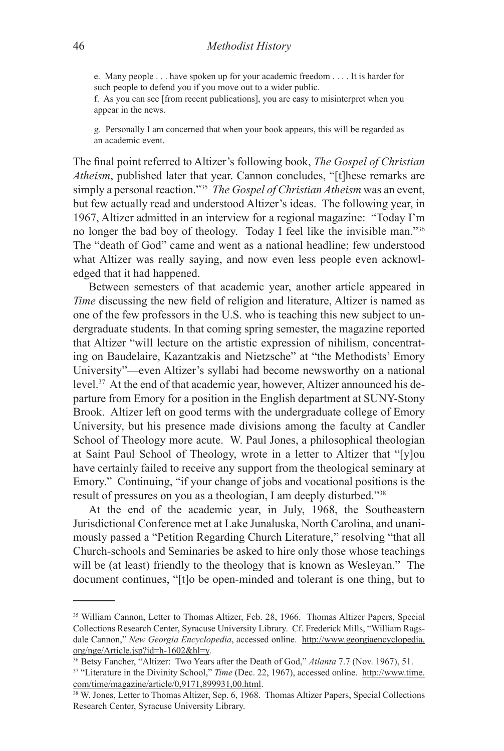e. Many people . . . have spoken up for your academic freedom . . . . It is harder for such people to defend you if you move out to a wider public.

f. As you can see [from recent publications], you are easy to misinterpret when you appear in the news.

g. Personally I am concerned that when your book appears, this will be regarded as an academic event.

The final point referred to Altizer's following book, *The Gospel of Christian Atheism*, published later that year. Cannon concludes, "[t]hese remarks are simply a personal reaction."[35] *The Gospel of Christian Atheism* was an event, but few actually read and understood Altizer's ideas. The following year, in 1967, Altizer admitted in an interview for a regional magazine: "Today I'm no longer the bad boy of theology. Today I feel like the invisible man."[36] The "death of God" came and went as a national headline; few understood what Altizer was really saying, and now even less people even acknowledged that it had happened.

Between semesters of that academic year, another article appeared in *Time* discussing the new field of religion and literature, Altizer is named as one of the few professors in the U.S. who is teaching this new subject to undergraduate students. In that coming spring semester, the magazine reported that Altizer "will lecture on the artistic expression of nihilism, concentrating on Baudelaire, Kazantzakis and Nietzsche" at "the Methodists' Emory University"—even Altizer's syllabi had become newsworthy on a national level.[37] At the end of that academic year, however, Altizer announced his departure from Emory for a position in the English department at SUNY-Stony Brook. Altizer left on good terms with the undergraduate college of Emory University, but his presence made divisions among the faculty at Candler School of Theology more acute. W. Paul Jones, a philosophical theologian at Saint Paul School of Theology, wrote in a letter to Altizer that "[y]ou have certainly failed to receive any support from the theological seminary at Emory." Continuing, "if your change of jobs and vocational positions is the result of pressures on you as a theologian, I am deeply disturbed."[38]

At the end of the academic year, in July, 1968, the Southeastern Jurisdictional Conference met at Lake Junaluska, North Carolina, and unanimously passed a "Petition Regarding Church Literature," resolving "that all Church-schools and Seminaries be asked to hire only those whose teachings will be (at least) friendly to the theology that is known as Wesleyan." The document continues, "[t]o be open-minded and tolerant is one thing, but to

---

[35] William Cannon, Letter to Thomas Altizer, Feb. 28, 1966. Thomas Altizer Papers, Special Collections Research Center, Syracuse University Library. Cf. Frederick Mills, "William Ragsdale Cannon," *New Georgia Encyclopedia*, accessed online. http://www.georgiaencyclopedia.org/nge/Article.jsp?id=h-1602&hl=y.

[36] Betsy Fancher, "Altizer: Two Years after the Death of God," *Atlanta* 7.7 (Nov. 1967), 51.

[37] "Literature in the Divinity School," *Time* (Dec. 22, 1967), accessed online. http://www.time.com/time/magazine/article/0,9171,899931,00.html.

[38] W. Jones, Letter to Thomas Altizer, Sep. 6, 1968. Thomas Altizer Papers, Special Collections Research Center, Syracuse University Library.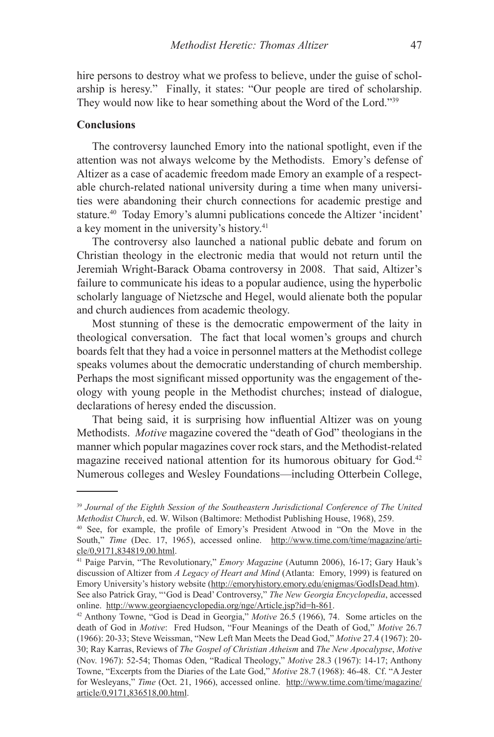hire persons to destroy what we profess to believe, under the guise of scholarship is heresy." Finally, it states: "Our people are tired of scholarship. They would now like to hear something about the Word of the Lord."[39]

**Conclusions**

The controversy launched Emory into the national spotlight, even if the attention was not always welcome by the Methodists. Emory's defense of Altizer as a case of academic freedom made Emory an example of a respectable church-related national university during a time when many universities were abandoning their church connections for academic prestige and stature.[40] Today Emory's alumni publications concede the Altizer 'incident' a key moment in the university's history.[41]

The controversy also launched a national public debate and forum on Christian theology in the electronic media that would not return until the Jeremiah Wright-Barack Obama controversy in 2008. That said, Altizer's failure to communicate his ideas to a popular audience, using the hyperbolic scholarly language of Nietzsche and Hegel, would alienate both the popular and church audiences from academic theology.

Most stunning of these is the democratic empowerment of the laity in theological conversation. The fact that local women's groups and church boards felt that they had a voice in personnel matters at the Methodist college speaks volumes about the democratic understanding of church membership. Perhaps the most significant missed opportunity was the engagement of theology with young people in the Methodist churches; instead of dialogue, declarations of heresy ended the discussion.

That being said, it is surprising how influential Altizer was on young Methodists. *Motive* magazine covered the "death of God" theologians in the manner which popular magazines cover rock stars, and the Methodist-related magazine received national attention for its humorous obituary for God.[42] Numerous colleges and Wesley Foundations—including Otterbein College,

---

[39] *Journal of the Eighth Session of the Southeastern Jurisdictional Conference of The United Methodist Church*, ed. W. Wilson (Baltimore: Methodist Publishing House, 1968), 259.

[40] See, for example, the profile of Emory's President Atwood in "On the Move in the South," *Time* (Dec. 17, 1965), accessed online. http://www.time.com/time/magazine/article/0,9171,834819,00.html.

[41] Paige Parvin, "The Revolutionary," *Emory Magazine* (Autumn 2006), 16-17; Gary Hauk's discussion of Altizer from *A Legacy of Heart and Mind* (Atlanta: Emory, 1999) is featured on Emory University's history website (http://emoryhistory.emory.edu/enigmas/GodIsDead.htm). See also Patrick Gray, "'God is Dead' Controversy," *The New Georgia Encyclopedia*, accessed online. http://www.georgiaencyclopedia.org/nge/Article.jsp?id=h-861.

[42] Anthony Towne, "God is Dead in Georgia," *Motive* 26.5 (1966), 74. Some articles on the death of God in *Motive*: Fred Hudson, "Four Meanings of the Death of God," *Motive* 26.7 (1966): 20-33; Steve Weissman, "New Left Man Meets the Dead God," *Motive* 27.4 (1967): 20-30; Ray Karras, Reviews of *The Gospel of Christian Atheism* and *The New Apocalypse*, *Motive* (Nov. 1967): 52-54; Thomas Oden, "Radical Theology," *Motive* 28.3 (1967): 14-17; Anthony Towne, "Excerpts from the Diaries of the Late God," *Motive* 28.7 (1968): 46-48. Cf. "A Jester for Wesleyans," *Time* (Oct. 21, 1966), accessed online. http://www.time.com/time/magazine/article/0,9171,836518,00.html.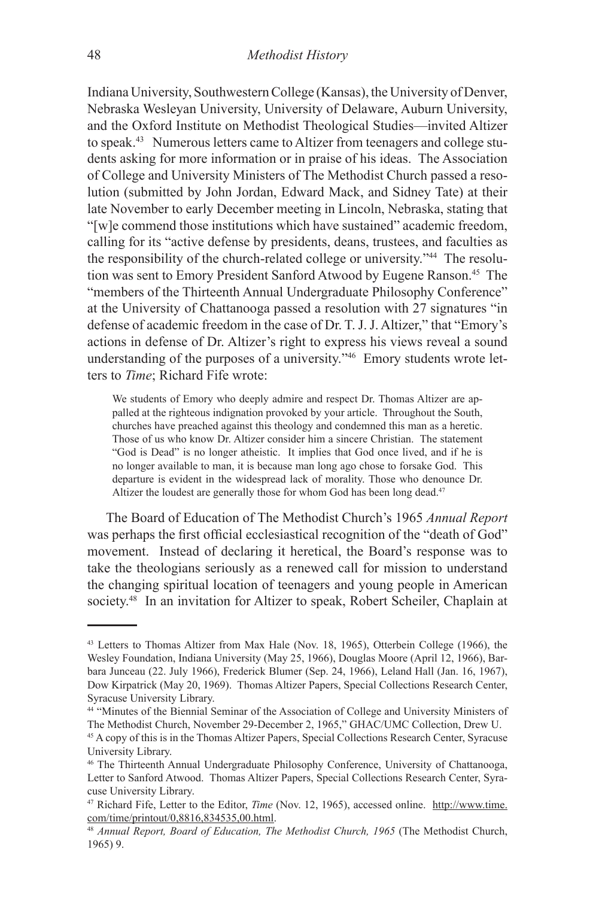Indiana University, Southwestern College (Kansas), the University of Denver, Nebraska Wesleyan University, University of Delaware, Auburn University, and the Oxford Institute on Methodist Theological Studies—invited Altizer to speak.[43] Numerous letters came to Altizer from teenagers and college students asking for more information or in praise of his ideas. The Association of College and University Ministers of The Methodist Church passed a resolution (submitted by John Jordan, Edward Mack, and Sidney Tate) at their late November to early December meeting in Lincoln, Nebraska, stating that "[w]e commend those institutions which have sustained" academic freedom, calling for its "active defense by presidents, deans, trustees, and faculties as the responsibility of the church-related college or university."[44] The resolution was sent to Emory President Sanford Atwood by Eugene Ranson.[45] The "members of the Thirteenth Annual Undergraduate Philosophy Conference" at the University of Chattanooga passed a resolution with 27 signatures "in defense of academic freedom in the case of Dr. T. J. J. Altizer," that "Emory's actions in defense of Dr. Altizer's right to express his views reveal a sound understanding of the purposes of a university."[46] Emory students wrote letters to *Time*; Richard Fife wrote:

> We students of Emory who deeply admire and respect Dr. Thomas Altizer are appalled at the righteous indignation provoked by your article. Throughout the South, churches have preached against this theology and condemned this man as a heretic. Those of us who know Dr. Altizer consider him a sincere Christian. The statement "God is Dead" is no longer atheistic. It implies that God once lived, and if he is no longer available to man, it is because man long ago chose to forsake God. This departure is evident in the widespread lack of morality. Those who denounce Dr. Altizer the loudest are generally those for whom God has been long dead.[47]

The Board of Education of The Methodist Church's 1965 *Annual Report* was perhaps the first official ecclesiastical recognition of the "death of God" movement. Instead of declaring it heretical, the Board's response was to take the theologians seriously as a renewed call for mission to understand the changing spiritual location of teenagers and young people in American society.[48] In an invitation for Altizer to speak, Robert Scheiler, Chaplain at

---

[43] Letters to Thomas Altizer from Max Hale (Nov. 18, 1965), Otterbein College (1966), the Wesley Foundation, Indiana University (May 25, 1966), Douglas Moore (April 12, 1966), Barbara Junceau (22. July 1966), Frederick Blumer (Sep. 24, 1966), Leland Hall (Jan. 16, 1967), Dow Kirpatrick (May 20, 1969). Thomas Altizer Papers, Special Collections Research Center, Syracuse University Library.

[44] "Minutes of the Biennial Seminar of the Association of College and University Ministers of The Methodist Church, November 29-December 2, 1965," GHAC/UMC Collection, Drew U.

[45] A copy of this is in the Thomas Altizer Papers, Special Collections Research Center, Syracuse University Library.

[46] The Thirteenth Annual Undergraduate Philosophy Conference, University of Chattanooga, Letter to Sanford Atwood. Thomas Altizer Papers, Special Collections Research Center, Syracuse University Library.

[47] Richard Fife, Letter to the Editor, *Time* (Nov. 12, 1965), accessed online. http://www.time.com/time/printout/0,8816,834535,00.html.

[48] *Annual Report, Board of Education, The Methodist Church, 1965* (The Methodist Church, 1965) 9.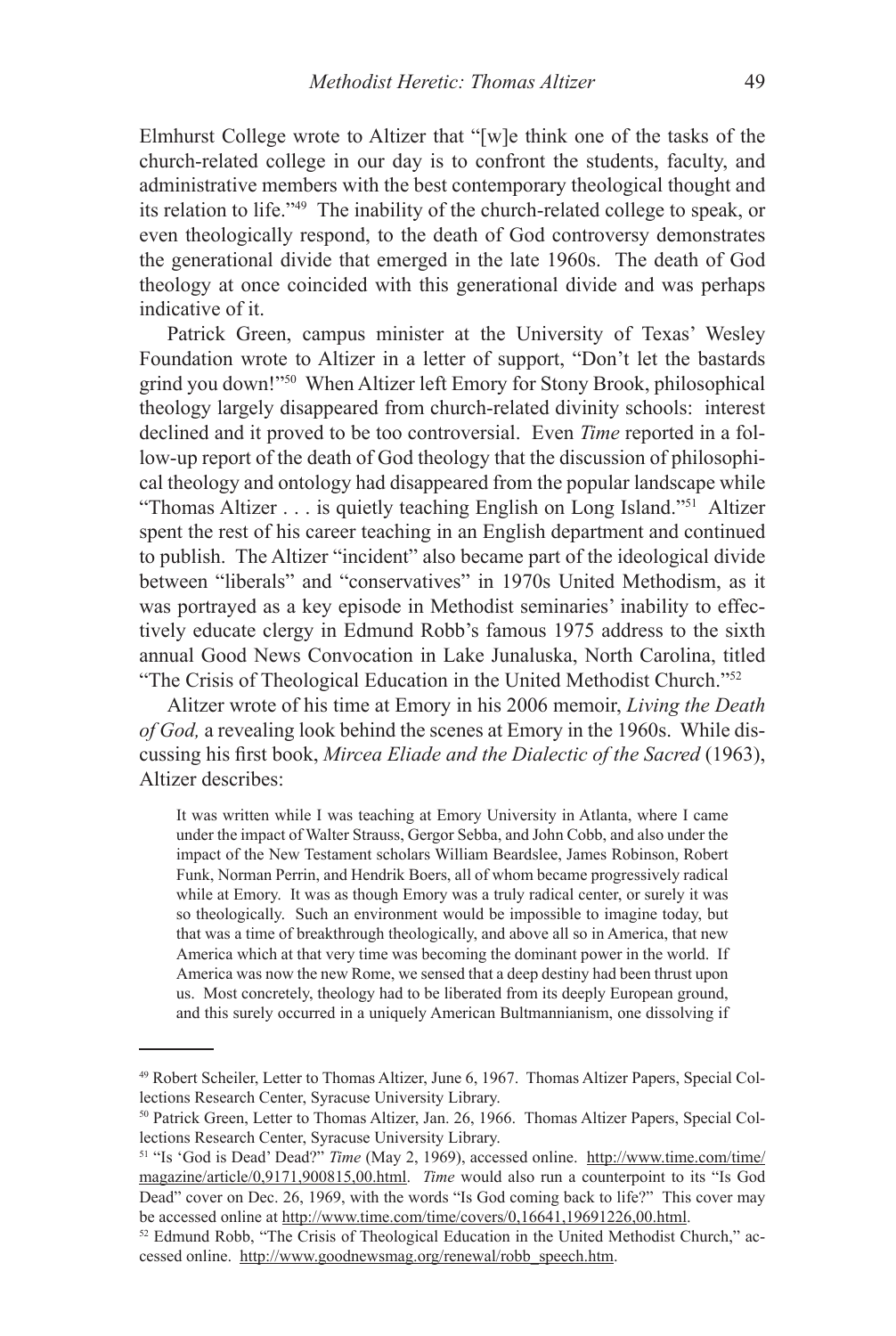Elmhurst College wrote to Altizer that "[w]e think one of the tasks of the church-related college in our day is to confront the students, faculty, and administrative members with the best contemporary theological thought and its relation to life."[49] The inability of the church-related college to speak, or even theologically respond, to the death of God controversy demonstrates the generational divide that emerged in the late 1960s. The death of God theology at once coincided with this generational divide and was perhaps indicative of it.

Patrick Green, campus minister at the University of Texas' Wesley Foundation wrote to Altizer in a letter of support, "Don't let the bastards grind you down!"[50] When Altizer left Emory for Stony Brook, philosophical theology largely disappeared from church-related divinity schools: interest declined and it proved to be too controversial. Even *Time* reported in a follow-up report of the death of God theology that the discussion of philosophical theology and ontology had disappeared from the popular landscape while "Thomas Altizer . . . is quietly teaching English on Long Island."[51] Altizer spent the rest of his career teaching in an English department and continued to publish. The Altizer "incident" also became part of the ideological divide between "liberals" and "conservatives" in 1970s United Methodism, as it was portrayed as a key episode in Methodist seminaries' inability to effectively educate clergy in Edmund Robb's famous 1975 address to the sixth annual Good News Convocation in Lake Junaluska, North Carolina, titled "The Crisis of Theological Education in the United Methodist Church."[52]

Alitzer wrote of his time at Emory in his 2006 memoir, *Living the Death of God,* a revealing look behind the scenes at Emory in the 1960s. While discussing his first book, *Mircea Eliade and the Dialectic of the Sacred* (1963), Altizer describes:

> It was written while I was teaching at Emory University in Atlanta, where I came under the impact of Walter Strauss, Gergor Sebba, and John Cobb, and also under the impact of the New Testament scholars William Beardslee, James Robinson, Robert Funk, Norman Perrin, and Hendrik Boers, all of whom became progressively radical while at Emory. It was as though Emory was a truly radical center, or surely it was so theologically. Such an environment would be impossible to imagine today, but that was a time of breakthrough theologically, and above all so in America, that new America which at that very time was becoming the dominant power in the world. If America was now the new Rome, we sensed that a deep destiny had been thrust upon us. Most concretely, theology had to be liberated from its deeply European ground, and this surely occurred in a uniquely American Bultmannianism, one dissolving if

---

[49] Robert Scheiler, Letter to Thomas Altizer, June 6, 1967. Thomas Altizer Papers, Special Collections Research Center, Syracuse University Library.

[50] Patrick Green, Letter to Thomas Altizer, Jan. 26, 1966. Thomas Altizer Papers, Special Collections Research Center, Syracuse University Library.

[51] "Is 'God is Dead' Dead?" *Time* (May 2, 1969), accessed online. http://www.time.com/time/magazine/article/0,9171,900815,00.html. *Time* would also run a counterpoint to its "Is God Dead" cover on Dec. 26, 1969, with the words "Is God coming back to life?" This cover may be accessed online at http://www.time.com/time/covers/0,16641,19691226,00.html.

[52] Edmund Robb, "The Crisis of Theological Education in the United Methodist Church," accessed online. http://www.goodnewsmag.org/renewal/robb_speech.htm.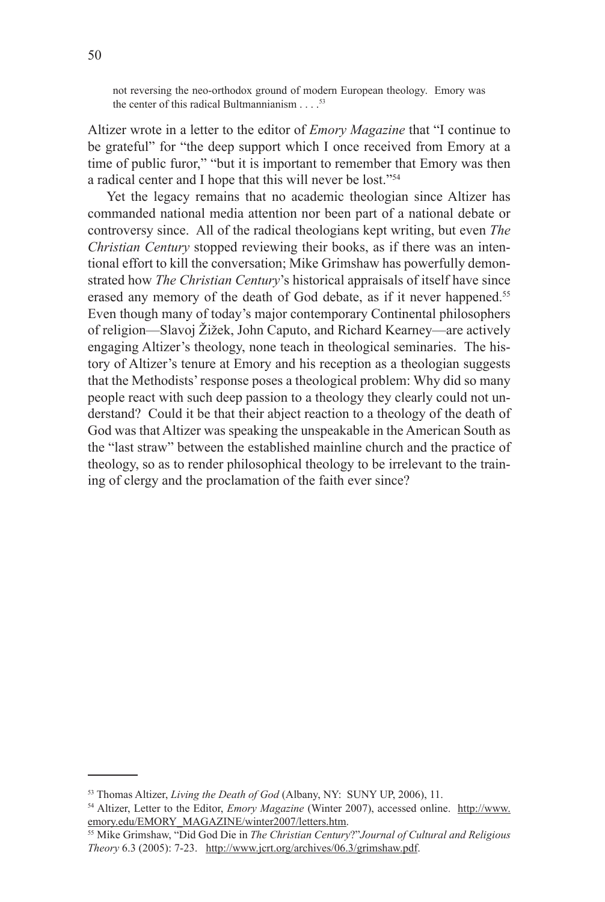> not reversing the neo-orthodox ground of modern European theology. Emory was the center of this radical Bultmannianism . . . .[53]

Altizer wrote in a letter to the editor of *Emory Magazine* that "I continue to be grateful" for "the deep support which I once received from Emory at a time of public furor," "but it is important to remember that Emory was then a radical center and I hope that this will never be lost."[54]

Yet the legacy remains that no academic theologian since Altizer has commanded national media attention nor been part of a national debate or controversy since. All of the radical theologians kept writing, but even *The Christian Century* stopped reviewing their books, as if there was an intentional effort to kill the conversation; Mike Grimshaw has powerfully demonstrated how *The Christian Century*'s historical appraisals of itself have since erased any memory of the death of God debate, as if it never happened.[55] Even though many of today's major contemporary Continental philosophers of religion—Slavoj Žižek, John Caputo, and Richard Kearney—are actively engaging Altizer's theology, none teach in theological seminaries. The history of Altizer's tenure at Emory and his reception as a theologian suggests that the Methodists' response poses a theological problem: Why did so many people react with such deep passion to a theology they clearly could not understand? Could it be that their abject reaction to a theology of the death of God was that Altizer was speaking the unspeakable in the American South as the "last straw" between the established mainline church and the practice of theology, so as to render philosophical theology to be irrelevant to the training of clergy and the proclamation of the faith ever since?

---

[53] Thomas Altizer, *Living the Death of God* (Albany, NY: SUNY UP, 2006), 11.

[54] Altizer, Letter to the Editor, *Emory Magazine* (Winter 2007), accessed online. http://www.emory.edu/EMORY_MAGAZINE/winter2007/letters.htm.

[55] Mike Grimshaw, "Did God Die in *The Christian Century*?"*Journal of Cultural and Religious Theory* 6.3 (2005): 7-23. http://www.jcrt.org/archives/06.3/grimshaw.pdf.